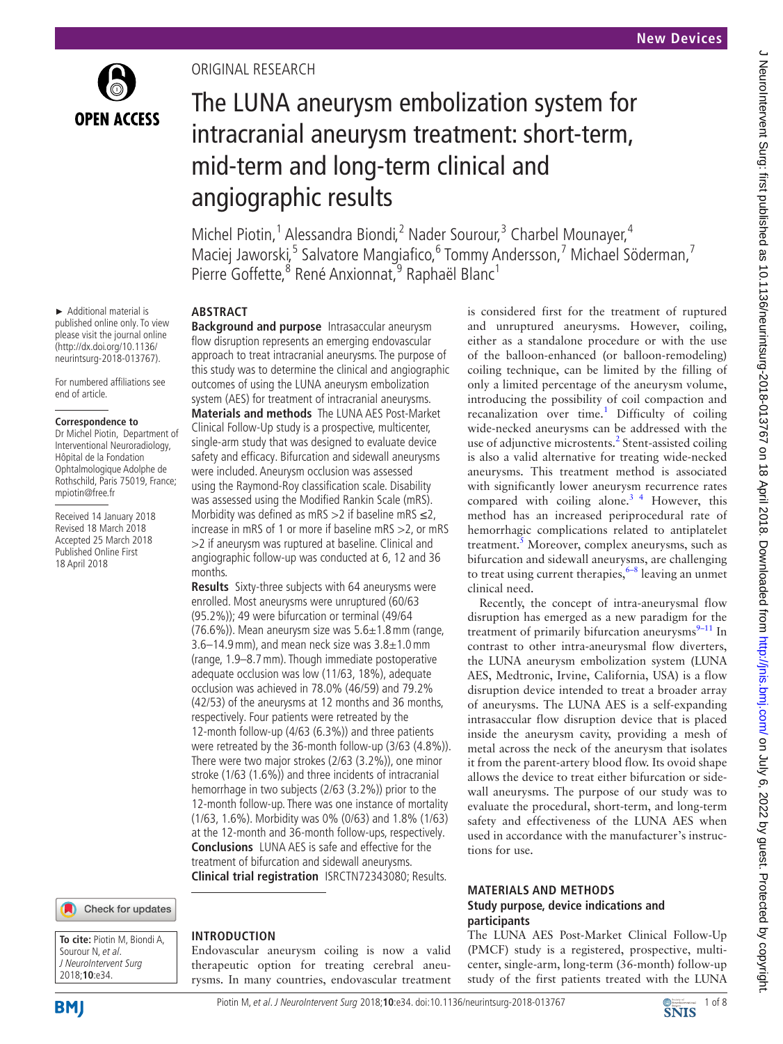ORIGINAL RESEARCH

# The LUNA aneurysm embolization system for intracranial aneurysm treatment: short-term, mid-term and long-term clinical and angiographic results

Michel Piotin,[1] Alessandra Biondi,[2] Nader Sourour,[3] Charbel Mounayer,[4] Maciej Jaworski,[5] Salvatore Mangiafico,[6] Tommy Andersson,[7] Michael Söderman,[7] Pierre Goffette,[8] René Anxionnat,[9] Raphaël Blanc[1]

► Additional material is published online only. To view please visit the journal online (http://dx.doi.org/10.1136/neurintsurg-2018-013767).

For numbered affiliations see end of article.

**Correspondence to**
Dr Michel Piotin, Department of Interventional Neuroradiology, Hôpital de la Fondation Ophtalmologique Adolphe de Rothschild, Paris 75019, France; mpiotin@free.fr

Received 14 January 2018
Revised 18 March 2018
Accepted 25 March 2018
Published Online First 18 April 2018

**To cite:** Piotin M, Biondi A, Sourour N, *et al*. *J NeuroIntervent Surg* 2018;**10**:e34.

## ABSTRACT

**Background and purpose** Intrasaccular aneurysm flow disruption represents an emerging endovascular approach to treat intracranial aneurysms. The purpose of this study was to determine the clinical and angiographic outcomes of using the LUNA aneurysm embolization system (AES) for treatment of intracranial aneurysms.

**Materials and methods** The LUNA AES Post-Market Clinical Follow-Up study is a prospective, multicenter, single-arm study that was designed to evaluate device safety and efficacy. Bifurcation and sidewall aneurysms were included. Aneurysm occlusion was assessed using the Raymond-Roy classification scale. Disability was assessed using the Modified Rankin Scale (mRS). Morbidity was defined as mRS >2 if baseline mRS ≤2, increase in mRS of 1 or more if baseline mRS >2, or mRS >2 if aneurysm was ruptured at baseline. Clinical and angiographic follow-up was conducted at 6, 12 and 36 months.

**Results** Sixty-three subjects with 64 aneurysms were enrolled. Most aneurysms were unruptured (60/63 (95.2%)); 49 were bifurcation or terminal (49/64 (76.6%)). Mean aneurysm size was 5.6±1.8 mm (range, 3.6–14.9 mm), and mean neck size was 3.8±1.0 mm (range, 1.9–8.7 mm). Though immediate postoperative adequate occlusion was low (11/63, 18%), adequate occlusion was achieved in 78.0% (46/59) and 79.2% (42/53) of the aneurysms at 12 months and 36 months, respectively. Four patients were retreated by the 12-month follow-up (4/63 (6.3%)) and three patients were retreated by the 36-month follow-up (3/63 (4.8%)). There were two major strokes (2/63 (3.2%)), one minor stroke (1/63 (1.6%)) and three incidents of intracranial hemorrhage in two subjects (2/63 (3.2%)) prior to the 12-month follow-up. There was one instance of mortality (1/63, 1.6%). Morbidity was 0% (0/63) and 1.8% (1/63) at the 12-month and 36-month follow-ups, respectively.

**Conclusions** LUNA AES is safe and effective for the treatment of bifurcation and sidewall aneurysms.

**Clinical trial registration** ISRCTN72343080; Results.

## INTRODUCTION

Endovascular aneurysm coiling is now a valid therapeutic option for treating cerebral aneurysms. In many countries, endovascular treatment is considered first for the treatment of ruptured and unruptured aneurysms. However, coiling, either as a standalone procedure or with the use of the balloon-enhanced (or balloon-remodeling) coiling technique, can be limited by the filling of only a limited percentage of the aneurysm volume, introducing the possibility of coil compaction and recanalization over time.[1] Difficulty of coiling wide-necked aneurysms can be addressed with the use of adjunctive microstents.[2] Stent-assisted coiling is also a valid alternative for treating wide-necked aneurysms. This treatment method is associated with significantly lower aneurysm recurrence rates compared with coiling alone.[3 4] However, this method has an increased periprocedural rate of hemorrhagic complications related to antiplatelet treatment.[5] Moreover, complex aneurysms, such as bifurcation and sidewall aneurysms, are challenging to treat using current therapies,[6–8] leaving an unmet clinical need.

Recently, the concept of intra-aneurysmal flow disruption has emerged as a new paradigm for the treatment of primarily bifurcation aneurysms[9–11] In contrast to other intra-aneurysmal flow diverters, the LUNA aneurysm embolization system (LUNA AES, Medtronic, Irvine, California, USA) is a flow disruption device intended to treat a broader array of aneurysms. The LUNA AES is a self-expanding intrasaccular flow disruption device that is placed inside the aneurysm cavity, providing a mesh of metal across the neck of the aneurysm that isolates it from the parent-artery blood flow. Its ovoid shape allows the device to treat either bifurcation or sidewall aneurysms. The purpose of our study was to evaluate the procedural, short-term, and long-term safety and effectiveness of the LUNA AES when used in accordance with the manufacturer's instructions for use.

## MATERIALS AND METHODS

### Study purpose, device indications and participants

The LUNA AES Post-Market Clinical Follow-Up (PMCF) study is a registered, prospective, multicenter, single-arm, long-term (36-month) follow-up study of the first patients treated with the LUNA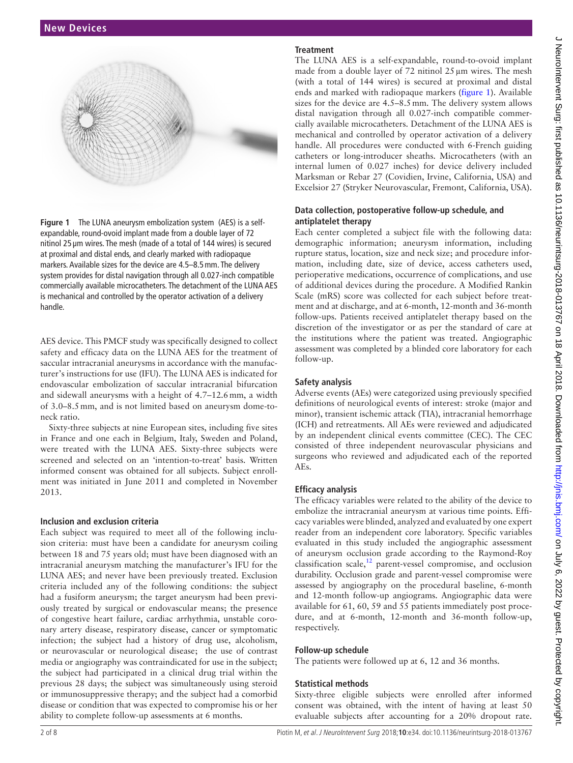Figure 1 The LUNA aneurysm embolization system (AES) is a self-expandable, round-ovoid implant made from a double layer of 72 nitinol 25 µm wires. The mesh (made of a total of 144 wires) is secured at proximal and distal ends, and clearly marked with radiopaque markers. Available sizes for the device are 4.5–8.5 mm. The delivery system provides for distal navigation through all 0.027-inch compatible commercially available microcatheters. The detachment of the LUNA AES is mechanical and controlled by the operator activation of a delivery handle.

AES device. This PMCF study was specifically designed to collect safety and efficacy data on the LUNA AES for the treatment of saccular intracranial aneurysms in accordance with the manufacturer's instructions for use (IFU). The LUNA AES is indicated for endovascular embolization of saccular intracranial bifurcation and sidewall aneurysms with a height of 4.7–12.6 mm, a width of 3.0–8.5 mm, and is not limited based on aneurysm dome-to-neck ratio.

Sixty-three subjects at nine European sites, including five sites in France and one each in Belgium, Italy, Sweden and Poland, were treated with the LUNA AES. Sixty-three subjects were screened and selected on an 'intention-to-treat' basis. Written informed consent was obtained for all subjects. Subject enrollment was initiated in June 2011 and completed in November 2013.

### Inclusion and exclusion criteria

Each subject was required to meet all of the following inclusion criteria: must have been a candidate for aneurysm coiling between 18 and 75 years old; must have been diagnosed with an intracranial aneurysm matching the manufacturer's IFU for the LUNA AES; and never have been previously treated. Exclusion criteria included any of the following conditions: the subject had a fusiform aneurysm; the target aneurysm had been previously treated by surgical or endovascular means; the presence of congestive heart failure, cardiac arrhythmia, unstable coronary artery disease, respiratory disease, cancer or symptomatic infection; the subject had a history of drug use, alcoholism, or neurovascular or neurological disease; the use of contrast media or angiography was contraindicated for use in the subject; the subject had participated in a clinical drug trial within the previous 28 days; the subject was simultaneously using steroid or immunosuppressive therapy; and the subject had a comorbid disease or condition that was expected to compromise his or her ability to complete follow-up assessments at 6 months.

### Treatment

The LUNA AES is a self-expandable, round-to-ovoid implant made from a double layer of 72 nitinol 25 µm wires. The mesh (with a total of 144 wires) is secured at proximal and distal ends and marked with radiopaque markers (figure 1). Available sizes for the device are 4.5–8.5 mm. The delivery system allows distal navigation through all 0.027-inch compatible commercially available microcatheters. Detachment of the LUNA AES is mechanical and controlled by operator activation of a delivery handle. All procedures were conducted with 6-French guiding catheters or long-introducer sheaths. Microcatheters (with an internal lumen of 0.027 inches) for device delivery included Marksman or Rebar 27 (Covidien, Irvine, California, USA) and Excelsior 27 (Stryker Neurovascular, Fremont, California, USA).

### Data collection, postoperative follow-up schedule, and antiplatelet therapy

Each center completed a subject file with the following data: demographic information; aneurysm information, including rupture status, location, size and neck size; and procedure information, including date, size of device, access catheters used, perioperative medications, occurrence of complications, and use of additional devices during the procedure. A Modified Rankin Scale (mRS) score was collected for each subject before treatment and at discharge, and at 6-month, 12-month and 36-month follow-ups. Patients received antiplatelet therapy based on the discretion of the investigator or as per the standard of care at the institutions where the patient was treated. Angiographic assessment was completed by a blinded core laboratory for each follow-up.

### Safety analysis

Adverse events (AEs) were categorized using previously specified definitions of neurological events of interest: stroke (major and minor), transient ischemic attack (TIA), intracranial hemorrhage (ICH) and retreatments. All AEs were reviewed and adjudicated by an independent clinical events committee (CEC). The CEC consisted of three independent neurovascular physicians and surgeons who reviewed and adjudicated each of the reported AEs.

### Efficacy analysis

The efficacy variables were related to the ability of the device to embolize the intracranial aneurysm at various time points. Efficacy variables were blinded, analyzed and evaluated by one expert reader from an independent core laboratory. Specific variables evaluated in this study included the angiographic assessment of aneurysm occlusion grade according to the Raymond-Roy classification scale,[12] parent-vessel compromise, and occlusion durability. Occlusion grade and parent-vessel compromise were assessed by angiography on the procedural baseline, 6-month and 12-month follow-up angiograms. Angiographic data were available for 61, 60, 59 and 55 patients immediately post procedure, and at 6-month, 12-month and 36-month follow-up, respectively.

### Follow-up schedule

The patients were followed up at 6, 12 and 36 months.

### Statistical methods

Sixty-three eligible subjects were enrolled after informed consent was obtained, with the intent of having at least 50 evaluable subjects after accounting for a 20% dropout rate.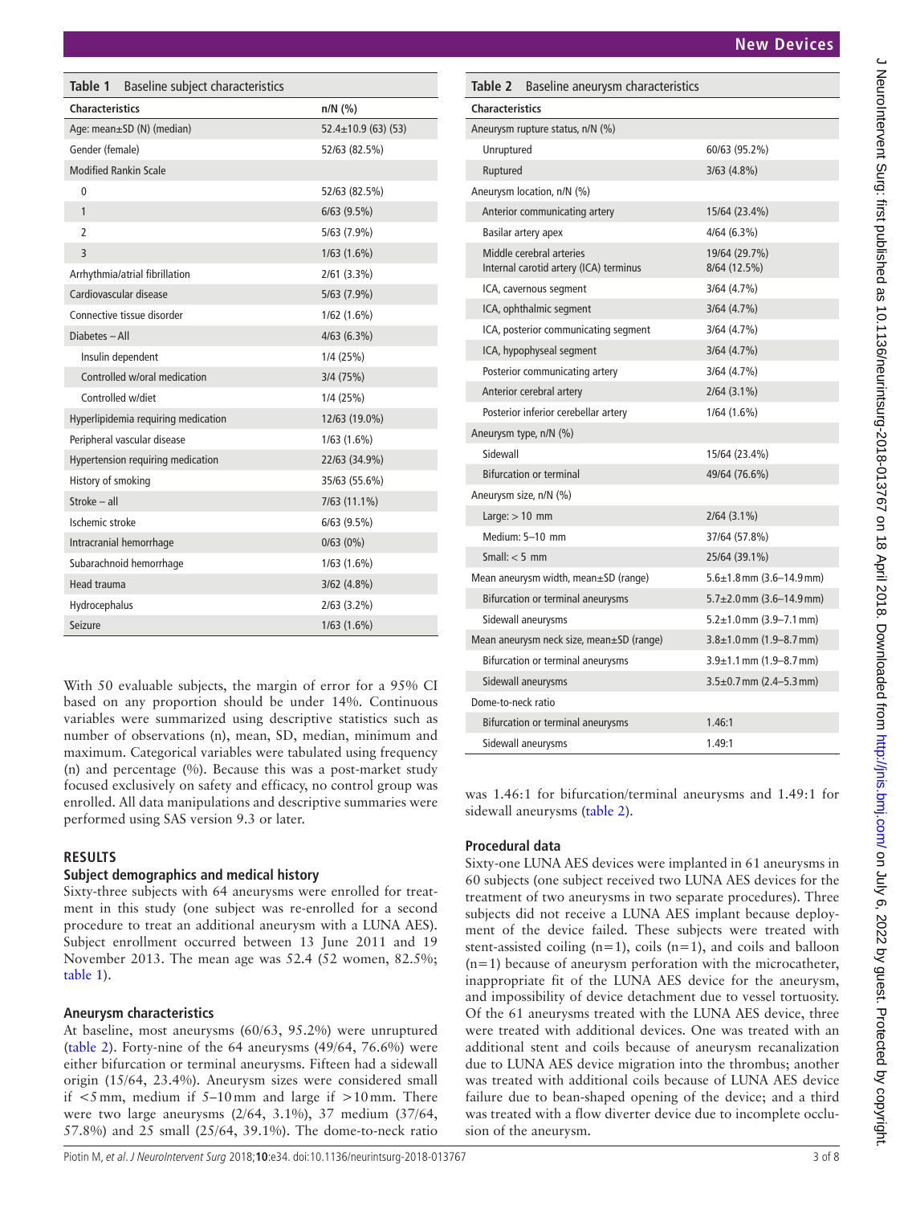**Table 1** Baseline subject characteristics

| Characteristics | n/N (%) |
|---|---|
| Age: mean±SD (N) (median) | 52.4±10.9 (63) (53) |
| Gender (female) | 52/63 (82.5%) |
| Modified Rankin Scale | |
| 0 | 52/63 (82.5%) |
| 1 | 6/63 (9.5%) |
| 2 | 5/63 (7.9%) |
| 3 | 1/63 (1.6%) |
| Arrhythmia/atrial fibrillation | 2/61 (3.3%) |
| Cardiovascular disease | 5/63 (7.9%) |
| Connective tissue disorder | 1/62 (1.6%) |
| Diabetes – All | 4/63 (6.3%) |
| Insulin dependent | 1/4 (25%) |
| Controlled w/oral medication | 3/4 (75%) |
| Controlled w/diet | 1/4 (25%) |
| Hyperlipidemia requiring medication | 12/63 (19.0%) |
| Peripheral vascular disease | 1/63 (1.6%) |
| Hypertension requiring medication | 22/63 (34.9%) |
| History of smoking | 35/63 (55.6%) |
| Stroke – all | 7/63 (11.1%) |
| Ischemic stroke | 6/63 (9.5%) |
| Intracranial hemorrhage | 0/63 (0%) |
| Subarachnoid hemorrhage | 1/63 (1.6%) |
| Head trauma | 3/62 (4.8%) |
| Hydrocephalus | 2/63 (3.2%) |
| Seizure | 1/63 (1.6%) |

With 50 evaluable subjects, the margin of error for a 95% CI based on any proportion should be under 14%. Continuous variables were summarized using descriptive statistics such as number of observations (n), mean, SD, median, minimum and maximum. Categorical variables were tabulated using frequency (n) and percentage (%). Because this was a post-market study focused exclusively on safety and efficacy, no control group was enrolled. All data manipulations and descriptive summaries were performed using SAS version 9.3 or later.

## RESULTS

### Subject demographics and medical history

Sixty-three subjects with 64 aneurysms were enrolled for treatment in this study (one subject was re-enrolled for a second procedure to treat an additional aneurysm with a LUNA AES). Subject enrollment occurred between 13 June 2011 and 19 November 2013. The mean age was 52.4 (52 women, 82.5%; table 1).

### Aneurysm characteristics

At baseline, most aneurysms (60/63, 95.2%) were unruptured (table 2). Forty-nine of the 64 aneurysms (49/64, 76.6%) were either bifurcation or terminal aneurysms. Fifteen had a sidewall origin (15/64, 23.4%). Aneurysm sizes were considered small if <5 mm, medium if 5–10 mm and large if >10 mm. There were two large aneurysms (2/64, 3.1%), 37 medium (37/64, 57.8%) and 25 small (25/64, 39.1%). The dome-to-neck ratio was 1.46:1 for bifurcation/terminal aneurysms and 1.49:1 for sidewall aneurysms (table 2).

**Table 2** Baseline aneurysm characteristics

| Characteristics | |
|---|---|
| Aneurysm rupture status, n/N (%) | |
| Unruptured | 60/63 (95.2%) |
| Ruptured | 3/63 (4.8%) |
| Aneurysm location, n/N (%) | |
| Anterior communicating artery | 15/64 (23.4%) |
| Basilar artery apex | 4/64 (6.3%) |
| Middle cerebral arteries | 19/64 (29.7%) |
| Internal carotid artery (ICA) terminus | 8/64 (12.5%) |
| ICA, cavernous segment | 3/64 (4.7%) |
| ICA, ophthalmic segment | 3/64 (4.7%) |
| ICA, posterior communicating segment | 3/64 (4.7%) |
| ICA, hypophyseal segment | 3/64 (4.7%) |
| Posterior communicating artery | 3/64 (4.7%) |
| Anterior cerebral artery | 2/64 (3.1%) |
| Posterior inferior cerebellar artery | 1/64 (1.6%) |
| Aneurysm type, n/N (%) | |
| Sidewall | 15/64 (23.4%) |
| Bifurcation or terminal | 49/64 (76.6%) |
| Aneurysm size, n/N (%) | |
| Large: > 10 mm | 2/64 (3.1%) |
| Medium: 5–10 mm | 37/64 (57.8%) |
| Small: < 5 mm | 25/64 (39.1%) |
| Mean aneurysm width, mean±SD (range) | 5.6±1.8 mm (3.6–14.9 mm) |
| Bifurcation or terminal aneurysms | 5.7±2.0 mm (3.6–14.9 mm) |
| Sidewall aneurysms | 5.2±1.0 mm (3.9–7.1 mm) |
| Mean aneurysm neck size, mean±SD (range) | 3.8±1.0 mm (1.9–8.7 mm) |
| Bifurcation or terminal aneurysms | 3.9±1.1 mm (1.9–8.7 mm) |
| Sidewall aneurysms | 3.5±0.7 mm (2.4–5.3 mm) |
| Dome-to-neck ratio | |
| Bifurcation or terminal aneurysms | 1.46:1 |
| Sidewall aneurysms | 1.49:1 |

### Procedural data

Sixty-one LUNA AES devices were implanted in 61 aneurysms in 60 subjects (one subject received two LUNA AES devices for the treatment of two aneurysms in two separate procedures). Three subjects did not receive a LUNA AES implant because deployment of the device failed. These subjects were treated with stent-assisted coiling (n=1), coils (n=1), and coils and balloon (n=1) because of aneurysm perforation with the microcatheter, inappropriate fit of the LUNA AES device for the aneurysm, and impossibility of device detachment due to vessel tortuosity. Of the 61 aneurysms treated with the LUNA AES device, three were treated with additional devices. One was treated with an additional stent and coils because of aneurysm recanalization due to LUNA AES device migration into the thrombus; another was treated with additional coils because of LUNA AES device failure due to bean-shaped opening of the device; and a third was treated with a flow diverter device due to incomplete occlusion of the aneurysm.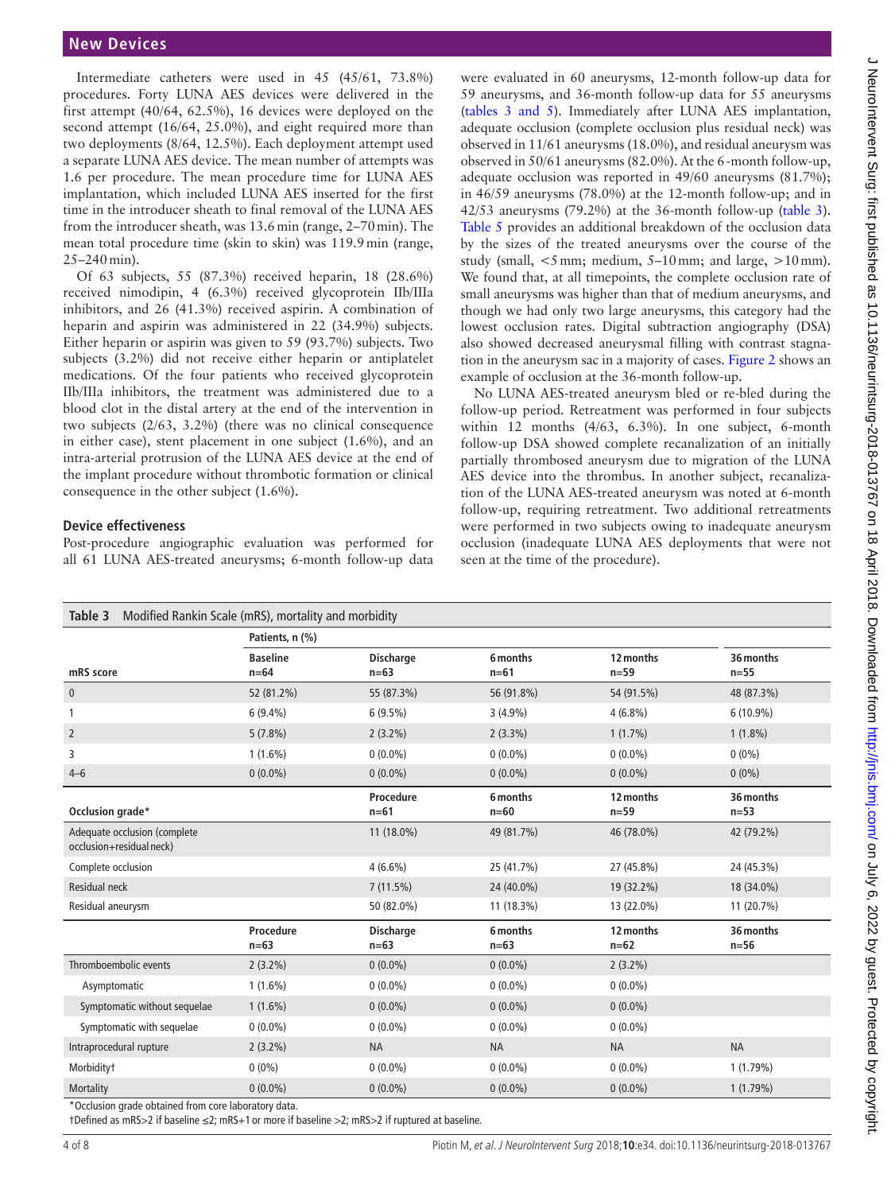Intermediate catheters were used in 45 (45/61, 73.8%) procedures. Forty LUNA AES devices were delivered in the first attempt (40/64, 62.5%), 16 devices were deployed on the second attempt (16/64, 25.0%), and eight required more than two deployments (8/64, 12.5%). Each deployment attempt used a separate LUNA AES device. The mean number of attempts was 1.6 per procedure. The mean procedure time for LUNA AES implantation, which included LUNA AES inserted for the first time in the introducer sheath to final removal of the LUNA AES from the introducer sheath, was 13.6 min (range, 2–70 min). The mean total procedure time (skin to skin) was 119.9 min (range, 25–240 min).

Of 63 subjects, 55 (87.3%) received heparin, 18 (28.6%) received nimodipin, 4 (6.3%) received glycoprotein IIb/IIIa inhibitors, and 26 (41.3%) received aspirin. A combination of heparin and aspirin was administered in 22 (34.9%) subjects. Either heparin or aspirin was given to 59 (93.7%) subjects. Two subjects (3.2%) did not receive either heparin or antiplatelet medications. Of the four patients who received glycoprotein IIb/IIIa inhibitors, the treatment was administered due to a blood clot in the distal artery at the end of the intervention in two subjects (2/63, 3.2%) (there was no clinical consequence in either case), stent placement in one subject (1.6%), and an intra-arterial protrusion of the LUNA AES device at the end of the implant procedure without thrombotic formation or clinical consequence in the other subject (1.6%).

### Device effectiveness

Post-procedure angiographic evaluation was performed for all 61 LUNA AES-treated aneurysms; 6-month follow-up data were evaluated in 60 aneurysms, 12-month follow-up data for 59 aneurysms, and 36-month follow-up data for 55 aneurysms (tables 3 and 5). Immediately after LUNA AES implantation, adequate occlusion (complete occlusion plus residual neck) was observed in 11/61 aneurysms (18.0%), and residual aneurysm was observed in 50/61 aneurysms (82.0%). At the 6-month follow-up, adequate occlusion was reported in 49/60 aneurysms (81.7%); in 46/59 aneurysms (78.0%) at the 12-month follow-up; and in 42/53 aneurysms (79.2%) at the 36-month follow-up (table 3). Table 5 provides an additional breakdown of the occlusion data by the sizes of the treated aneurysms over the course of the study (small, <5 mm; medium, 5–10 mm; and large, >10 mm). We found that, at all timepoints, the complete occlusion rate of small aneurysms was higher than that of medium aneurysms, and though we had only two large aneurysms, this category had the lowest occlusion rates. Digital subtraction angiography (DSA) also showed decreased aneurysmal filling with contrast stagnation in the aneurysm sac in a majority of cases. Figure 2 shows an example of occlusion at the 36-month follow-up.

No LUNA AES-treated aneurysm bled or re-bled during the follow-up period. Retreatment was performed in four subjects within 12 months (4/63, 6.3%). In one subject, 6-month follow-up DSA showed complete recanalization of an initially partially thrombosed aneurysm due to migration of the LUNA AES device into the thrombus. In another subject, recanalization of the LUNA AES-treated aneurysm was noted at 6-month follow-up, requiring retreatment. Two additional retreatments were performed in two subjects owing to inadequate aneurysm occlusion (inadequate LUNA AES deployments that were not seen at the time of the procedure).

**Table 3** Modified Rankin Scale (mRS), mortality and morbidity

| | Patients, n (%) | | | | |
|---|---|---|---|---|---|
| **mRS score** | **Baseline n=64** | **Discharge n=63** | **6 months n=61** | **12 months n=59** | **36 months n=55** |
| 0 | 52 (81.2%) | 55 (87.3%) | 56 (91.8%) | 54 (91.5%) | 48 (87.3%) |
| 1 | 6 (9.4%) | 6 (9.5%) | 3 (4.9%) | 4 (6.8%) | 6 (10.9%) |
| 2 | 5 (7.8%) | 2 (3.2%) | 2 (3.3%) | 1 (1.7%) | 1 (1.8%) |
| 3 | 1 (1.6%) | 0 (0.0%) | 0 (0.0%) | 0 (0.0%) | 0 (0%) |
| 4–6 | 0 (0.0%) | 0 (0.0%) | 0 (0.0%) | 0 (0.0%) | 0 (0%) |
| **Occlusion grade*** | | **Procedure n=61** | **6 months n=60** | **12 months n=59** | **36 months n=53** |
| Adequate occlusion (complete occlusion+residual neck) | | 11 (18.0%) | 49 (81.7%) | 46 (78.0%) | 42 (79.2%) |
| Complete occlusion | | 4 (6.6%) | 25 (41.7%) | 27 (45.8%) | 24 (45.3%) |
| Residual neck | | 7 (11.5%) | 24 (40.0%) | 19 (32.2%) | 18 (34.0%) |
| Residual aneurysm | | 50 (82.0%) | 11 (18.3%) | 13 (22.0%) | 11 (20.7%) |
| | **Procedure n=63** | **Discharge n=63** | **6 months n=63** | **12 months n=62** | **36 months n=56** |
| Thromboembolic events | 2 (3.2%) | 0 (0.0%) | 0 (0.0%) | 2 (3.2%) | |
| Asymptomatic | 1 (1.6%) | 0 (0.0%) | 0 (0.0%) | 0 (0.0%) | |
| Symptomatic without sequelae | 1 (1.6%) | 0 (0.0%) | 0 (0.0%) | 0 (0.0%) | |
| Symptomatic with sequelae | 0 (0.0%) | 0 (0.0%) | 0 (0.0%) | 0 (0.0%) | |
| Intraprocedural rupture | 2 (3.2%) | NA | NA | NA | NA |
| Morbidity† | 0 (0%) | 0 (0.0%) | 0 (0.0%) | 0 (0.0%) | 1 (1.79%) |
| Mortality | 0 (0.0%) | 0 (0.0%) | 0 (0.0%) | 0 (0.0%) | 1 (1.79%) |

*Occlusion grade obtained from core laboratory data.

†Defined as mRS>2 if baseline ≤2; mRS+1 or more if baseline >2; mRS>2 if ruptured at baseline.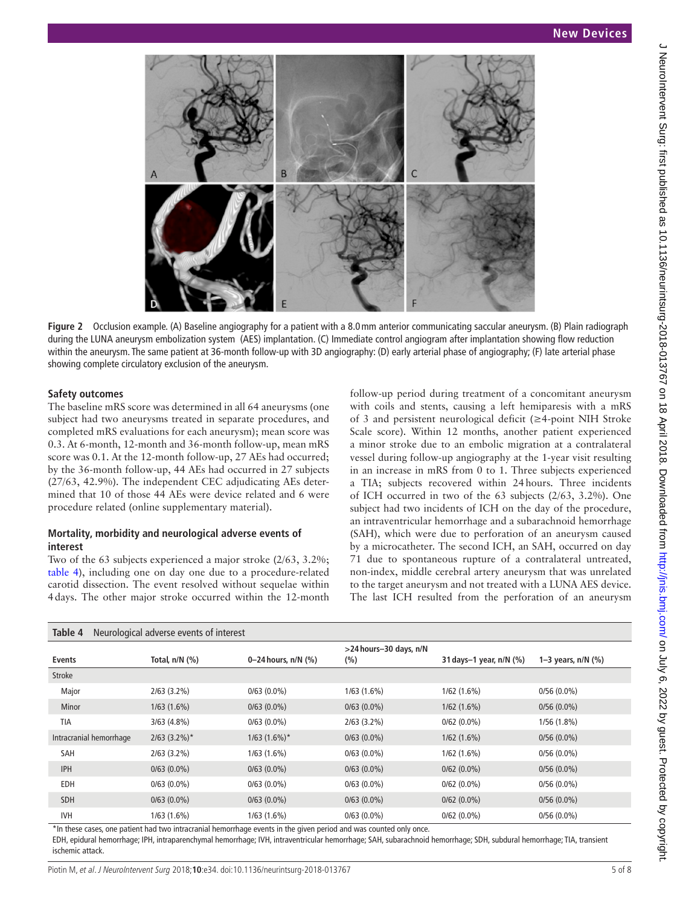Figure 2 Occlusion example. (A) Baseline angiography for a patient with a 8.0mm anterior communicating saccular aneurysm. (B) Plain radiograph during the LUNA aneurysm embolization system (AES) implantation. (C) Immediate control angiogram after implantation showing flow reduction within the aneurysm. The same patient at 36-month follow-up with 3D angiography: (D) early arterial phase of angiography; (F) late arterial phase showing complete circulatory exclusion of the aneurysm.

### Safety outcomes

The baseline mRS score was determined in all 64 aneurysms (one subject had two aneurysms treated in separate procedures, and completed mRS evaluations for each aneurysm); mean score was 0.3. At 6-month, 12-month and 36-month follow-up, mean mRS score was 0.1. At the 12-month follow-up, 27 AEs had occurred; by the 36-month follow-up, 44 AEs had occurred in 27 subjects (27/63, 42.9%). The independent CEC adjudicating AEs determined that 10 of those 44 AEs were device related and 6 were procedure related (online supplementary material).

### Mortality, morbidity and neurological adverse events of interest

Two of the 63 subjects experienced a major stroke (2/63, 3.2%; table 4), including one on day one due to a procedure-related carotid dissection. The event resolved without sequelae within 4days. The other major stroke occurred within the 12-month follow-up period during treatment of a concomitant aneurysm with coils and stents, causing a left hemiparesis with a mRS of 3 and persistent neurological deficit (≥4-point NIH Stroke Scale score). Within 12 months, another patient experienced a minor stroke due to an embolic migration at a contralateral vessel during follow-up angiography at the 1-year visit resulting in an increase in mRS from 0 to 1. Three subjects experienced a TIA; subjects recovered within 24hours. Three incidents of ICH occurred in two of the 63 subjects (2/63, 3.2%). One subject had two incidents of ICH on the day of the procedure, an intraventricular hemorrhage and a subarachnoid hemorrhage (SAH), which were due to perforation of an aneurysm caused by a microcatheter. The second ICH, an SAH, occurred on day 71 due to spontaneous rupture of a contralateral untreated, non-index, middle cerebral artery aneurysm that was unrelated to the target aneurysm and not treated with a LUNA AES device. The last ICH resulted from the perforation of an aneurysm

**Table 4** Neurological adverse events of interest

| Events | Total, n/N (%) | 0–24hours, n/N (%) | >24hours–30 days, n/N (%) | 31days–1 year, n/N (%) | 1–3 years, n/N (%) |
|---|---|---|---|---|---|
| Stroke | | | | | |
| Major | 2/63 (3.2%) | 0/63 (0.0%) | 1/63 (1.6%) | 1/62 (1.6%) | 0/56 (0.0%) |
| Minor | 1/63 (1.6%) | 0/63 (0.0%) | 0/63 (0.0%) | 1/62 (1.6%) | 0/56 (0.0%) |
| TIA | 3/63 (4.8%) | 0/63 (0.0%) | 2/63 (3.2%) | 0/62 (0.0%) | 1/56 (1.8%) |
| Intracranial hemorrhage | 2/63 (3.2%)* | 1/63 (1.6%)* | 0/63 (0.0%) | 1/62 (1.6%) | 0/56 (0.0%) |
| SAH | 2/63 (3.2%) | 1/63 (1.6%) | 0/63 (0.0%) | 1/62 (1.6%) | 0/56 (0.0%) |
| IPH | 0/63 (0.0%) | 0/63 (0.0%) | 0/63 (0.0%) | 0/62 (0.0%) | 0/56 (0.0%) |
| EDH | 0/63 (0.0%) | 0/63 (0.0%) | 0/63 (0.0%) | 0/62 (0.0%) | 0/56 (0.0%) |
| SDH | 0/63 (0.0%) | 0/63 (0.0%) | 0/63 (0.0%) | 0/62 (0.0%) | 0/56 (0.0%) |
| IVH | 1/63 (1.6%) | 1/63 (1.6%) | 0/63 (0.0%) | 0/62 (0.0%) | 0/56 (0.0%) |

*In these cases, one patient had two intracranial hemorrhage events in the given period and was counted only once.

EDH, epidural hemorrhage; IPH, intraparenchymal hemorrhage; IVH, intraventricular hemorrhage; SAH, subarachnoid hemorrhage; SDH, subdural hemorrhage; TIA, transient ischemic attack.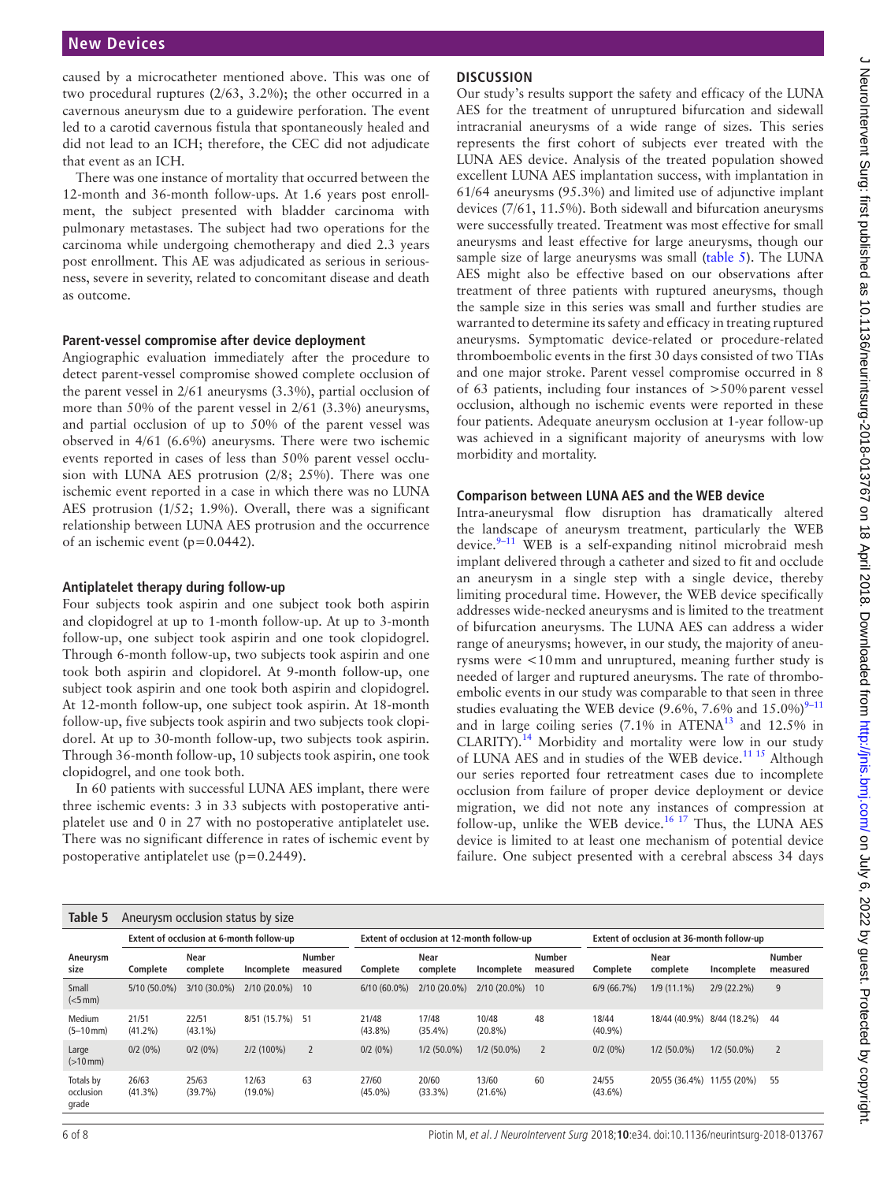caused by a microcatheter mentioned above. This was one of two procedural ruptures (2/63, 3.2%); the other occurred in a cavernous aneurysm due to a guidewire perforation. The event led to a carotid cavernous fistula that spontaneously healed and did not lead to an ICH; therefore, the CEC did not adjudicate that event as an ICH.

There was one instance of mortality that occurred between the 12-month and 36-month follow-ups. At 1.6 years post enrollment, the subject presented with bladder carcinoma with pulmonary metastases. The subject had two operations for the carcinoma while undergoing chemotherapy and died 2.3 years post enrollment. This AE was adjudicated as serious in seriousness, severe in severity, related to concomitant disease and death as outcome.

### Parent-vessel compromise after device deployment

Angiographic evaluation immediately after the procedure to detect parent-vessel compromise showed complete occlusion of the parent vessel in 2/61 aneurysms (3.3%), partial occlusion of more than 50% of the parent vessel in 2/61 (3.3%) aneurysms, and partial occlusion of up to 50% of the parent vessel was observed in 4/61 (6.6%) aneurysms. There were two ischemic events reported in cases of less than 50% parent vessel occlusion with LUNA AES protrusion (2/8; 25%). There was one ischemic event reported in a case in which there was no LUNA AES protrusion (1/52; 1.9%). Overall, there was a significant relationship between LUNA AES protrusion and the occurrence of an ischemic event ($p=0.0442$).

### Antiplatelet therapy during follow-up

Four subjects took aspirin and one subject took both aspirin and clopidogrel at up to 1-month follow-up. At up to 3-month follow-up, one subject took aspirin and one took clopidogrel. Through 6-month follow-up, two subjects took aspirin and one took both aspirin and clopidorel. At 9-month follow-up, one subject took aspirin and one took both aspirin and clopidogrel. At 12-month follow-up, one subject took aspirin. At 18-month follow-up, five subjects took aspirin and two subjects took clopidorel. At up to 30-month follow-up, two subjects took aspirin. Through 36-month follow-up, 10 subjects took aspirin, one took clopidogrel, and one took both.

In 60 patients with successful LUNA AES implant, there were three ischemic events: 3 in 33 subjects with postoperative antiplatelet use and 0 in 27 with no postoperative antiplatelet use. There was no significant difference in rates of ischemic event by postoperative antiplatelet use ($p=0.2449$).

## DISCUSSION

Our study's results support the safety and efficacy of the LUNA AES for the treatment of unruptured bifurcation and sidewall intracranial aneurysms of a wide range of sizes. This series represents the first cohort of subjects ever treated with the LUNA AES device. Analysis of the treated population showed excellent LUNA AES implantation success, with implantation in 61/64 aneurysms (95.3%) and limited use of adjunctive implant devices (7/61, 11.5%). Both sidewall and bifurcation aneurysms were successfully treated. Treatment was most effective for small aneurysms and least effective for large aneurysms, though our sample size of large aneurysms was small (table 5). The LUNA AES might also be effective based on our observations after treatment of three patients with ruptured aneurysms, though the sample size in this series was small and further studies are warranted to determine its safety and efficacy in treating ruptured aneurysms. Symptomatic device-related or procedure-related thromboembolic events in the first 30 days consisted of two TIAs and one major stroke. Parent vessel compromise occurred in 8 of 63 patients, including four instances of >50% parent vessel occlusion, although no ischemic events were reported in these four patients. Adequate aneurysm occlusion at 1-year follow-up was achieved in a significant majority of aneurysms with low morbidity and mortality.

### Comparison between LUNA AES and the WEB device

Intra-aneurysmal flow disruption has dramatically altered the landscape of aneurysm treatment, particularly the WEB device.[9–11] WEB is a self-expanding nitinol microbraid mesh implant delivered through a catheter and sized to fit and occlude an aneurysm in a single step with a single device, thereby limiting procedural time. However, the WEB device specifically addresses wide-necked aneurysms and is limited to the treatment of bifurcation aneurysms. The LUNA AES can address a wider range of aneurysms; however, in our study, the majority of aneurysms were <10 mm and unruptured, meaning further study is needed of larger and ruptured aneurysms. The rate of thromboembolic events in our study was comparable to that seen in three studies evaluating the WEB device (9.6%, 7.6% and 15.0%)[9–11] and in large coiling series (7.1% in ATENA[13] and 12.5% in CLARITY).[14] Morbidity and mortality were low in our study of LUNA AES and in studies of the WEB device.[11 15] Although our series reported four retreatment cases due to incomplete occlusion from failure of proper device deployment or device migration, we did not note any instances of compression at follow-up, unlike the WEB device.[16 17] Thus, the LUNA AES device is limited to at least one mechanism of potential device failure. One subject presented with a cerebral abscess 34 days

**Table 5** Aneurysm occlusion status by size

| Aneurysm size | Extent of occlusion at 6-month follow-up | | | | Extent of occlusion at 12-month follow-up | | | | Extent of occlusion at 36-month follow-up | | | |
|---|---|---|---|---|---|---|---|---|---|---|---|---|
| | Complete | Near complete | Incomplete | Number measured | Complete | Near complete | Incomplete | Number measured | Complete | Near complete | Incomplete | Number measured |
| Small (<5 mm) | 5/10 (50.0%) | 3/10 (30.0%) | 2/10 (20.0%) | 10 | 6/10 (60.0%) | 2/10 (20.0%) | 2/10 (20.0%) | 10 | 6/9 (66.7%) | 1/9 (11.1%) | 2/9 (22.2%) | 9 |
| Medium (5–10 mm) | 21/51 (41.2%) | 22/51 (43.1%) | 8/51 (15.7%) | 51 | 21/48 (43.8%) | 17/48 (35.4%) | 10/48 (20.8%) | 48 | 18/44 (40.9%) | 18/44 (40.9%) | 8/44 (18.2%) | 44 |
| Large (>10 mm) | 0/2 (0%) | 0/2 (0%) | 2/2 (100%) | 2 | 0/2 (0%) | 1/2 (50.0%) | 1/2 (50.0%) | 2 | 0/2 (0%) | 1/2 (50.0%) | 1/2 (50.0%) | 2 |
| Totals by occlusion grade | 26/63 (41.3%) | 25/63 (39.7%) | 12/63 (19.0%) | 63 | 27/60 (45.0%) | 20/60 (33.3%) | 13/60 (21.6%) | 60 | 24/55 (43.6%) | 20/55 (36.4%) | 11/55 (20%) | 55 |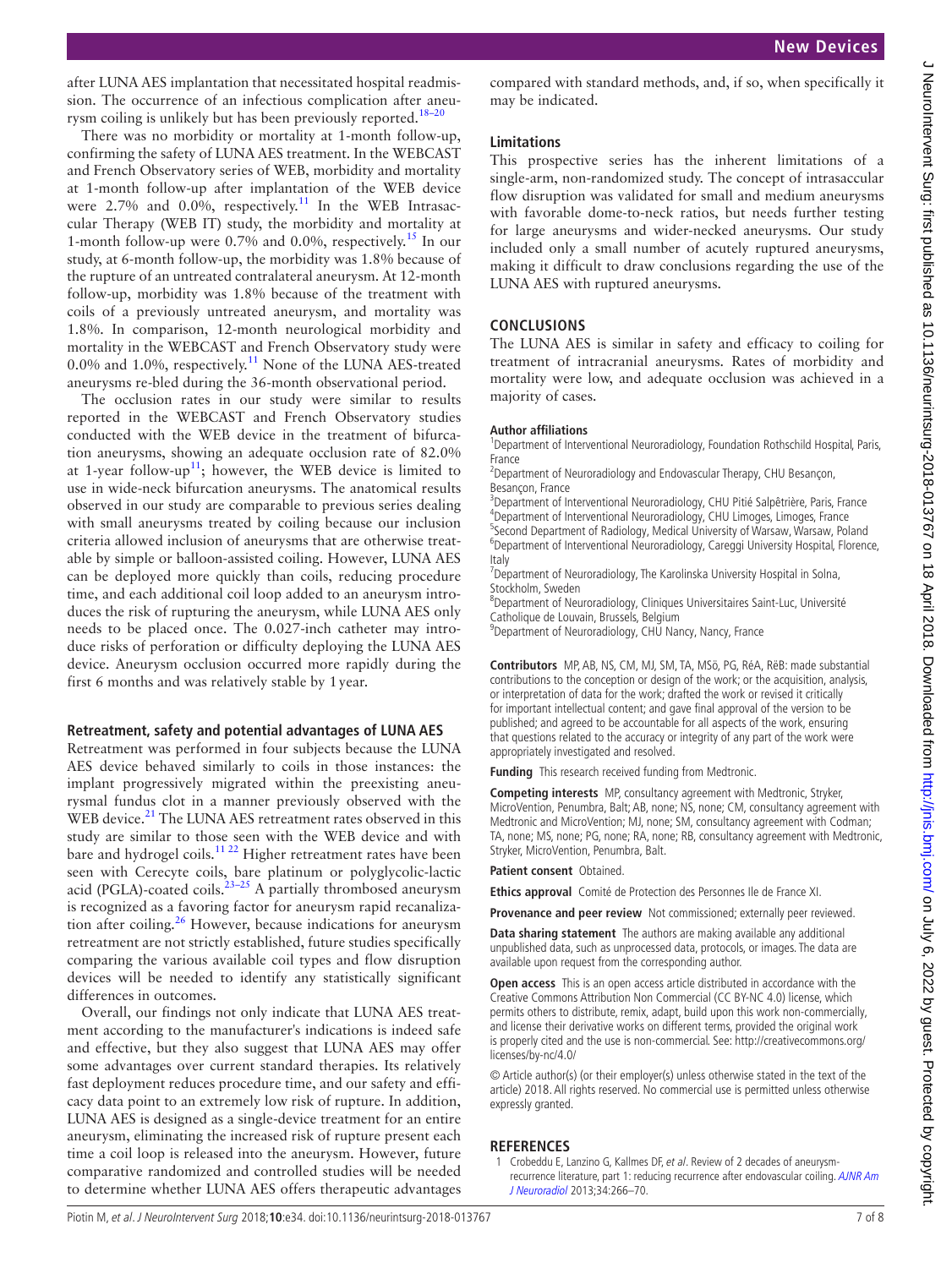after LUNA AES implantation that necessitated hospital readmission. The occurrence of an infectious complication after aneurysm coiling is unlikely but has been previously reported.[18–20]

There was no morbidity or mortality at 1-month follow-up, confirming the safety of LUNA AES treatment. In the WEBCAST and French Observatory series of WEB, morbidity and mortality at 1-month follow-up after implantation of the WEB device were 2.7% and 0.0%, respectively.[11] In the WEB Intrasaccular Therapy (WEB IT) study, the morbidity and mortality at 1-month follow-up were 0.7% and 0.0%, respectively.[15] In our study, at 6-month follow-up, the morbidity was 1.8% because of the rupture of an untreated contralateral aneurysm. At 12-month follow-up, morbidity was 1.8% because of the treatment with coils of a previously untreated aneurysm, and mortality was 1.8%. In comparison, 12-month neurological morbidity and mortality in the WEBCAST and French Observatory study were 0.0% and 1.0%, respectively.[11] None of the LUNA AES-treated aneurysms re-bled during the 36-month observational period.

The occlusion rates in our study were similar to results reported in the WEBCAST and French Observatory studies conducted with the WEB device in the treatment of bifurcation aneurysms, showing an adequate occlusion rate of 82.0% at 1-year follow-up[11]; however, the WEB device is limited to use in wide-neck bifurcation aneurysms. The anatomical results observed in our study are comparable to previous series dealing with small aneurysms treated by coiling because our inclusion criteria allowed inclusion of aneurysms that are otherwise treatable by simple or balloon-assisted coiling. However, LUNA AES can be deployed more quickly than coils, reducing procedure time, and each additional coil loop added to an aneurysm introduces the risk of rupturing the aneurysm, while LUNA AES only needs to be placed once. The 0.027-inch catheter may introduce risks of perforation or difficulty deploying the LUNA AES device. Aneurysm occlusion occurred more rapidly during the first 6 months and was relatively stable by 1 year.

### Retreatment, safety and potential advantages of LUNA AES

Retreatment was performed in four subjects because the LUNA AES device behaved similarly to coils in those instances: the implant progressively migrated within the preexisting aneurysmal fundus clot in a manner previously observed with the WEB device.[21] The LUNA AES retreatment rates observed in this study are similar to those seen with the WEB device and with bare and hydrogel coils.[11 22] Higher retreatment rates have been seen with Cerecyte coils, bare platinum or polyglycolic-lactic acid (PGLA)-coated coils.[23–25] A partially thrombosed aneurysm is recognized as a favoring factor for aneurysm rapid recanalization after coiling.[26] However, because indications for aneurysm retreatment are not strictly established, future studies specifically comparing the various available coil types and flow disruption devices will be needed to identify any statistically significant differences in outcomes.

Overall, our findings not only indicate that LUNA AES treatment according to the manufacturer's indications is indeed safe and effective, but they also suggest that LUNA AES may offer some advantages over current standard therapies. Its relatively fast deployment reduces procedure time, and our safety and efficacy data point to an extremely low risk of rupture. In addition, LUNA AES is designed as a single-device treatment for an entire aneurysm, eliminating the increased risk of rupture present each time a coil loop is released into the aneurysm. However, future comparative randomized and controlled studies will be needed to determine whether LUNA AES offers therapeutic advantages compared with standard methods, and, if so, when specifically it may be indicated.

### Limitations

This prospective series has the inherent limitations of a single-arm, non-randomized study. The concept of intrasaccular flow disruption was validated for small and medium aneurysms with favorable dome-to-neck ratios, but needs further testing for large aneurysms and wider-necked aneurysms. Our study included only a small number of acutely ruptured aneurysms, making it difficult to draw conclusions regarding the use of the LUNA AES with ruptured aneurysms.

## CONCLUSIONS

The LUNA AES is similar in safety and efficacy to coiling for treatment of intracranial aneurysms. Rates of morbidity and mortality were low, and adequate occlusion was achieved in a majority of cases.

**Author affiliations**

[1]Department of Interventional Neuroradiology, Foundation Rothschild Hospital, Paris, France
[2]Department of Neuroradiology and Endovascular Therapy, CHU Besançon, Besançon, France
[3]Department of Interventional Neuroradiology, CHU Pitié Salpêtrière, Paris, France
[4]Department of Interventional Neuroradiology, CHU Limoges, Limoges, France
[5]Second Department of Radiology, Medical University of Warsaw, Warsaw, Poland
[6]Department of Interventional Neuroradiology, Careggi University Hospital, Florence, Italy
[7]Department of Neuroradiology, The Karolinska University Hospital in Solna, Stockholm, Sweden
[8]Department of Neuroradiology, Cliniques Universitaires Saint-Luc, Université Catholique de Louvain, Brussels, Belgium
[9]Department of Neuroradiology, CHU Nancy, Nancy, France

**Contributors** MP, AB, NS, CM, MJ, SM, TA, MSö, PG, RéA, RëB: made substantial contributions to the conception or design of the work; or the acquisition, analysis, or interpretation of data for the work; drafted the work or revised it critically for important intellectual content; and gave final approval of the version to be published; and agreed to be accountable for all aspects of the work, ensuring that questions related to the accuracy or integrity of any part of the work were appropriately investigated and resolved.

**Funding** This research received funding from Medtronic.

**Competing interests** MP, consultancy agreement with Medtronic, Stryker, MicroVention, Penumbra, Balt; AB, none; NS, none; CM, consultancy agreement with Medtronic and MicroVention; MJ, none; SM, consultancy agreement with Codman; TA, none; MS, none; PG, none; RA, none; RB, consultancy agreement with Medtronic, Stryker, MicroVention, Penumbra, Balt.

**Patient consent** Obtained.

**Ethics approval** Comité de Protection des Personnes Ile de France XI.

**Provenance and peer review** Not commissioned; externally peer reviewed.

**Data sharing statement** The authors are making available any additional unpublished data, such as unprocessed data, protocols, or images. The data are available upon request from the corresponding author.

**Open access** This is an open access article distributed in accordance with the Creative Commons Attribution Non Commercial (CC BY-NC 4.0) license, which permits others to distribute, remix, adapt, build upon this work non-commercially, and license their derivative works on different terms, provided the original work is properly cited and the use is non-commercial. See: http://creativecommons.org/licenses/by-nc/4.0/

© Article author(s) (or their employer(s) unless otherwise stated in the text of the article) 2018. All rights reserved. No commercial use is permitted unless otherwise expressly granted.

## REFERENCES

1. Crobeddu E, Lanzino G, Kallmes DF, *et al*. Review of 2 decades of aneurysm-recurrence literature, part 1: reducing recurrence after endovascular coiling. *AJNR Am J Neuroradiol* 2013;34:266–70.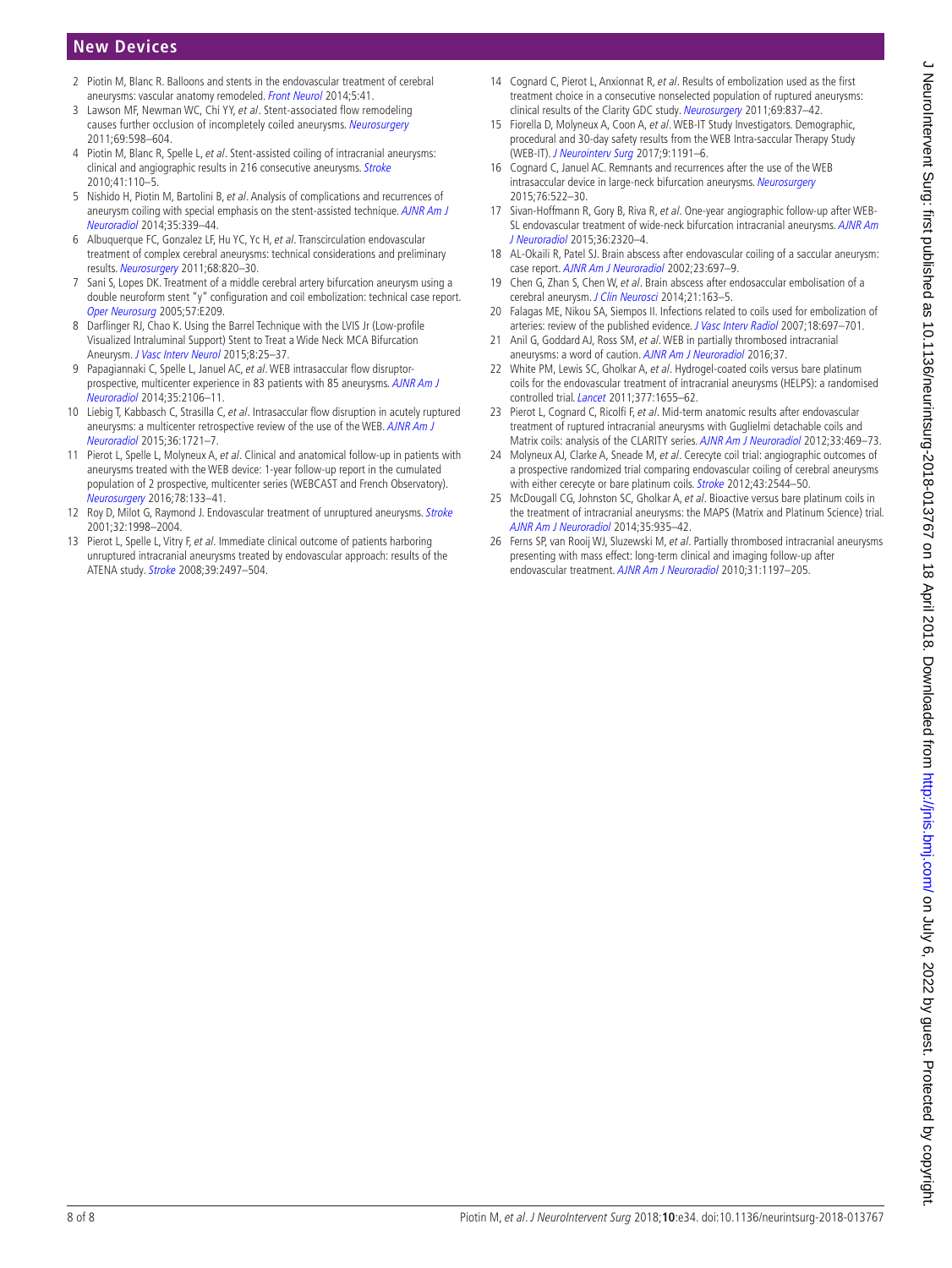2 Piotin M, Blanc R. Balloons and stents in the endovascular treatment of cerebral aneurysms: vascular anatomy remodeled. *Front Neurol* 2014;5:41.

3 Lawson MF, Newman WC, Chi YY, *et al*. Stent-associated flow remodeling causes further occlusion of incompletely coiled aneurysms. *Neurosurgery* 2011;69:598–604.

4 Piotin M, Blanc R, Spelle L, *et al*. Stent-assisted coiling of intracranial aneurysms: clinical and angiographic results in 216 consecutive aneurysms. *Stroke* 2010;41:110–5.

5 Nishido H, Piotin M, Bartolini B, *et al*. Analysis of complications and recurrences of aneurysm coiling with special emphasis on the stent-assisted technique. *AJNR Am J Neuroradiol* 2014;35:339–44.

6 Albuquerque FC, Gonzalez LF, Hu YC, Yc H, *et al*. Transcirculation endovascular treatment of complex cerebral aneurysms: technical considerations and preliminary results. *Neurosurgery* 2011;68:820–30.

7 Sani S, Lopes DK. Treatment of a middle cerebral artery bifurcation aneurysm using a double neuroform stent "y" configuration and coil embolization: technical case report. *Oper Neurosurg* 2005;57:E209.

8 Darflinger RJ, Chao K. Using the Barrel Technique with the LVIS Jr (Low-profile Visualized Intraluminal Support) Stent to Treat a Wide Neck MCA Bifurcation Aneurysm. *J Vasc Interv Neurol* 2015;8:25–37.

9 Papagiannaki C, Spelle L, Januel AC, *et al*. WEB intrasaccular flow disruptor-prospective, multicenter experience in 83 patients with 85 aneurysms. *AJNR Am J Neuroradiol* 2014;35:2106–11.

10 Liebig T, Kabbasch C, Strasilla C, *et al*. Intrasaccular flow disruption in acutely ruptured aneurysms: a multicenter retrospective review of the use of the WEB. *AJNR Am J Neuroradiol* 2015;36:1721–7.

11 Pierot L, Spelle L, Molyneux A, *et al*. Clinical and anatomical follow-up in patients with aneurysms treated with the WEB device: 1-year follow-up report in the cumulated population of 2 prospective, multicenter series (WEBCAST and French Observatory). *Neurosurgery* 2016;78:133–41.

12 Roy D, Milot G, Raymond J. Endovascular treatment of unruptured aneurysms. *Stroke* 2001;32:1998–2004.

13 Pierot L, Spelle L, Vitry F, *et al*. Immediate clinical outcome of patients harboring unruptured intracranial aneurysms treated by endovascular approach: results of the ATENA study. *Stroke* 2008;39:2497–504.

14 Cognard C, Pierot L, Anxionnat R, *et al*. Results of embolization used as the first treatment choice in a consecutive nonselected population of ruptured aneurysms: clinical results of the Clarity GDC study. *Neurosurgery* 2011;69:837–42.

15 Fiorella D, Molyneux A, Coon A, *et al*. WEB-IT Study Investigators. Demographic, procedural and 30-day safety results from the WEB Intra-saccular Therapy Study (WEB-IT). *J Neurointerv Surg* 2017;9:1191–6.

16 Cognard C, Januel AC. Remnants and recurrences after the use of the WEB intrasaccular device in large-neck bifurcation aneurysms. *Neurosurgery* 2015;76:522–30.

17 Sivan-Hoffmann R, Gory B, Riva R, *et al*. One-year angiographic follow-up after WEB-SL endovascular treatment of wide-neck bifurcation intracranial aneurysms. *AJNR Am J Neuroradiol* 2015;36:2320–4.

18 AL-Okaili R, Patel SJ. Brain abscess after endovascular coiling of a saccular aneurysm: case report. *AJNR Am J Neuroradiol* 2002;23:697–9.

19 Chen G, Zhan S, Chen W, *et al*. Brain abscess after endosaccular embolisation of a cerebral aneurysm. *J Clin Neurosci* 2014;21:163–5.

20 Falagas ME, Nikou SA, Siempos II. Infections related to coils used for embolization of arteries: review of the published evidence. *J Vasc Interv Radiol* 2007;18:697–701.

21 Anil G, Goddard AJ, Ross SM, *et al*. WEB in partially thrombosed intracranial aneurysms: a word of caution. *AJNR Am J Neuroradiol* 2016;37.

22 White PM, Lewis SC, Gholkar A, *et al*. Hydrogel-coated coils versus bare platinum coils for the endovascular treatment of intracranial aneurysms (HELPS): a randomised controlled trial. *Lancet* 2011;377:1655–62.

23 Pierot L, Cognard C, Ricolfi F, *et al*. Mid-term anatomic results after endovascular treatment of ruptured intracranial aneurysms with Guglielmi detachable coils and Matrix coils: analysis of the CLARITY series. *AJNR Am J Neuroradiol* 2012;33:469–73.

24 Molyneux AJ, Clarke A, Sneade M, *et al*. Cerecyte coil trial: angiographic outcomes of a prospective randomized trial comparing endovascular coiling of cerebral aneurysms with either cerecyte or bare platinum coils. *Stroke* 2012;43:2544–50.

25 McDougall CG, Johnston SC, Gholkar A, *et al*. Bioactive versus bare platinum coils in the treatment of intracranial aneurysms: the MAPS (Matrix and Platinum Science) trial. *AJNR Am J Neuroradiol* 2014;35:935–42.

26 Ferns SP, van Rooij WJ, Sluzewski M, *et al*. Partially thrombosed intracranial aneurysms presenting with mass effect: long-term clinical and imaging follow-up after endovascular treatment. *AJNR Am J Neuroradiol* 2010;31:1197–205.